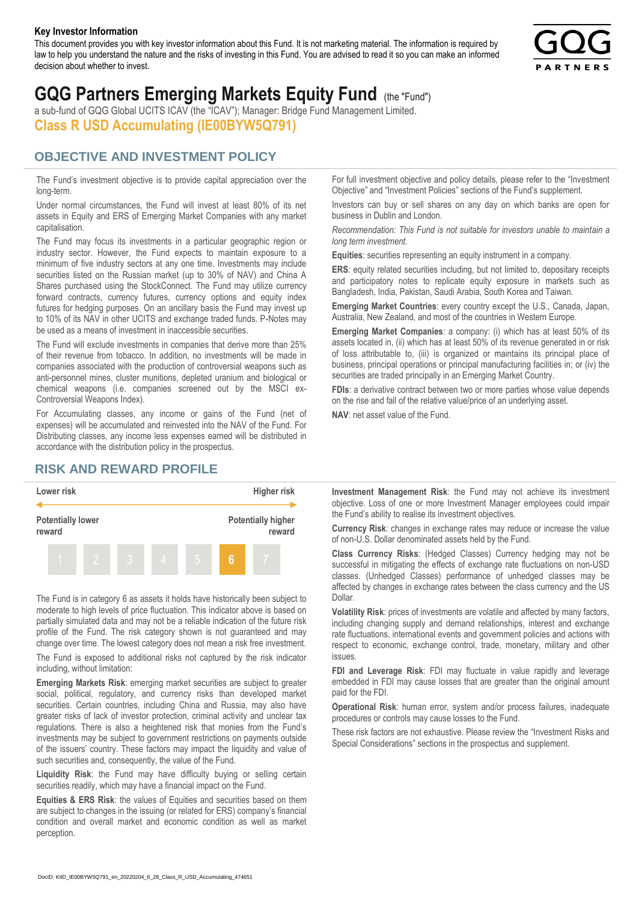**Key Investor Information**

This document provides you with key investor information about this Fund. It is not marketing material. The information is required by law to help you understand the nature and the risks of investing in this Fund. You are advised to read it so you can make an informed decision about whether to invest.

# GQG Partners Emerging Markets Equity Fund (the "Fund")

a sub-fund of GQG Global UCITS ICAV (the "ICAV"); Manager: Bridge Fund Management Limited.

**Class R USD Accumulating (IE00BYW5Q791)**

## OBJECTIVE AND INVESTMENT POLICY

The Fund's investment objective is to provide capital appreciation over the long-term.

Under normal circumstances, the Fund will invest at least 80% of its net assets in Equity and ERS of Emerging Market Companies with any market capitalisation.

The Fund may focus its investments in a particular geographic region or industry sector. However, the Fund expects to maintain exposure to a minimum of five industry sectors at any one time. Investments may include securities listed on the Russian market (up to 30% of NAV) and China A Shares purchased using the StockConnect. The Fund may utilize currency forward contracts, currency futures, currency options and equity index futures for hedging purposes. On an ancillary basis the Fund may invest up to 10% of its NAV in other UCITS and exchange traded funds. P-Notes may be used as a means of investment in inaccessible securities.

The Fund will exclude investments in companies that derive more than 25% of their revenue from tobacco. In addition, no investments will be made in companies associated with the production of controversial weapons such as anti-personnel mines, cluster munitions, depleted uranium and biological or chemical weapons (i.e. companies screened out by the MSCI ex-Controversial Weapons Index).

For Accumulating classes, any income or gains of the Fund (net of expenses) will be accumulated and reinvested into the NAV of the Fund. For Distributing classes, any income less expenses earned will be distributed in accordance with the distribution policy in the prospectus.

For full investment objective and policy details, please refer to the "Investment Objective" and "Investment Policies" sections of the Fund's supplement.

Investors can buy or sell shares on any day on which banks are open for business in Dublin and London.

*Recommendation: This Fund is not suitable for investors unable to maintain a long term investment.*

**Equities**: securities representing an equity instrument in a company.

**ERS**: equity related securities including, but not limited to, depositary receipts and participatory notes to replicate equity exposure in markets such as Bangladesh, India, Pakistan, Saudi Arabia, South Korea and Taiwan.

**Emerging Market Countries**: every country except the U.S., Canada, Japan, Australia, New Zealand, and most of the countries in Western Europe.

**Emerging Market Companies**: a company: (i) which has at least 50% of its assets located in, (ii) which has at least 50% of its revenue generated in or risk of loss attributable to, (iii) is organized or maintains its principal place of business, principal operations or principal manufacturing facilities in; or (iv) the securities are traded principally in an Emerging Market Country.

**FDIs**: a derivative contract between two or more parties whose value depends on the rise and fall of the relative value/price of an underlying asset.

**NAV**: net asset value of the Fund.

## RISK AND REWARD PROFILE

| Lower risk | | | | | | Higher risk |
|---|---|---|---|---|---|---|
| Potentially lower reward | | | | | | Potentially higher reward |
| 1 | 2 | 3 | 4 | 5 | **6** | 7 |

The Fund is in category 6 as assets it holds have historically been subject to moderate to high levels of price fluctuation. This indicator above is based on partially simulated data and may not be a reliable indication of the future risk profile of the Fund. The risk category shown is not guaranteed and may change over time. The lowest category does not mean a risk free investment.

The Fund is exposed to additional risks not captured by the risk indicator including, without limitation:

**Emerging Markets Risk**: emerging market securities are subject to greater social, political, regulatory, and currency risks than developed market securities. Certain countries, including China and Russia, may also have greater risks of lack of investor protection, criminal activity and unclear tax regulations. There is also a heightened risk that monies from the Fund's investments may be subject to government restrictions on payments outside of the issuers' country. These factors may impact the liquidity and value of such securities and, consequently, the value of the Fund.

**Liquidity Risk**: the Fund may have difficulty buying or selling certain securities readily, which may have a financial impact on the Fund.

**Equities & ERS Risk**: the values of Equities and securities based on them are subject to changes in the issuing (or related for ERS) company's financial condition and overall market and economic condition as well as market perception.

**Investment Management Risk**: the Fund may not achieve its investment objective. Loss of one or more Investment Manager employees could impair the Fund's ability to realise its investment objectives.

**Currency Risk**: changes in exchange rates may reduce or increase the value of non-U.S. Dollar denominated assets held by the Fund.

**Class Currency Risks**: (Hedged Classes) Currency hedging may not be successful in mitigating the effects of exchange rate fluctuations on non-USD classes. (Unhedged Classes) performance of unhedged classes may be affected by changes in exchange rates between the class currency and the US Dollar.

**Volatility Risk**: prices of investments are volatile and affected by many factors, including changing supply and demand relationships, interest and exchange rate fluctuations, international events and government policies and actions with respect to economic, exchange control, trade, monetary, military and other issues.

**FDI and Leverage Risk**: FDI may fluctuate in value rapidly and leverage embedded in FDI may cause losses that are greater than the original amount paid for the FDI.

**Operational Risk**: human error, system and/or process failures, inadequate procedures or controls may cause losses to the Fund.

These risk factors are not exhaustive. Please review the "Investment Risks and Special Considerations" sections in the prospectus and supplement.

DocID: KIID_IE00BYW5Q791_en_20220204_6_28_Class_R_USD_Accumulating_474651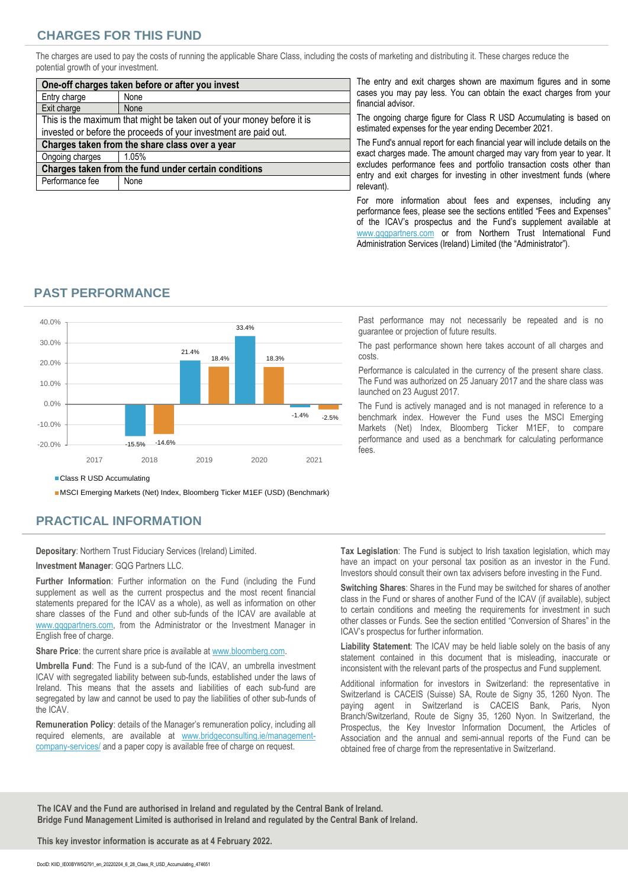## CHARGES FOR THIS FUND

The charges are used to pay the costs of running the applicable Share Class, including the costs of marketing and distributing it. These charges reduce the potential growth of your investment.

| | |
|---|---|
| **One-off charges taken before or after you invest** | |
| Entry charge | None |
| Exit charge | None |
| This is the maximum that might be taken out of your money before it is invested or before the proceeds of your investment are paid out. | |
| **Charges taken from the share class over a year** | |
| Ongoing charges | 1.05% |
| **Charges taken from the fund under certain conditions** | |
| Performance fee | None |

The entry and exit charges shown are maximum figures and in some cases you may pay less. You can obtain the exact charges from your financial advisor.

The ongoing charge figure for Class R USD Accumulating is based on estimated expenses for the year ending December 2021.

The Fund's annual report for each financial year will include details on the exact charges made. The amount charged may vary from year to year. It excludes performance fees and portfolio transaction costs other than entry and exit charges for investing in other investment funds (where relevant).

For more information about fees and expenses, including any performance fees, please see the sections entitled "Fees and Expenses" of the ICAV's prospectus and the Fund's supplement available at www.gqgpartners.com or from Northern Trust International Fund Administration Services (Ireland) Limited (the "Administrator").

## PAST PERFORMANCE

40.0%
30.0%
20.0%
10.0%
0.0%
-10.0%
-20.0%

2017
2018
2019
2020
2021

-15.5% -14.6%
21.4% 18.4%
33.4% 18.3%
-1.4% -2.5%

Class R USD Accumulating

MSCI Emerging Markets (Net) Index, Bloomberg Ticker M1EF (USD) (Benchmark)

Past performance may not necessarily be repeated and is no guarantee or projection of future results.

The past performance shown here takes account of all charges and costs.

Performance is calculated in the currency of the present share class. The Fund was authorized on 25 January 2017 and the share class was launched on 23 August 2017.

The Fund is actively managed and is not managed in reference to a benchmark index. However the Fund uses the MSCI Emerging Markets (Net) Index, Bloomberg Ticker M1EF, to compare performance and used as a benchmark for calculating performance fees.

## PRACTICAL INFORMATION

**Depositary**: Northern Trust Fiduciary Services (Ireland) Limited.

**Investment Manager**: GQG Partners LLC.

**Further Information**: Further information on the Fund (including the Fund supplement as well as the current prospectus and the most recent financial statements prepared for the ICAV as a whole), as well as information on other share classes of the Fund and other sub-funds of the ICAV are available at www.gqgpartners.com, from the Administrator or the Investment Manager in English free of charge.

**Share Price**: the current share price is available at www.bloomberg.com.

**Umbrella Fund**: The Fund is a sub-fund of the ICAV, an umbrella investment ICAV with segregated liability between sub-funds, established under the laws of Ireland. This means that the assets and liabilities of each sub-fund are segregated by law and cannot be used to pay the liabilities of other sub-funds of the ICAV.

**Remuneration Policy**: details of the Manager's remuneration policy, including all required elements, are available at www.bridgeconsulting.ie/management-company-services/ and a paper copy is available free of charge on request.

**Tax Legislation**: The Fund is subject to Irish taxation legislation, which may have an impact on your personal tax position as an investor in the Fund. Investors should consult their own tax advisers before investing in the Fund.

**Switching Shares**: Shares in the Fund may be switched for shares of another class in the Fund or shares of another Fund of the ICAV (if available), subject to certain conditions and meeting the requirements for investment in such other classes or Funds. See the section entitled "Conversion of Shares" in the ICAV's prospectus for further information.

**Liability Statement**: The ICAV may be held liable solely on the basis of any statement contained in this document that is misleading, inaccurate or inconsistent with the relevant parts of the prospectus and Fund supplement.

Additional information for investors in Switzerland: the representative in Switzerland is CACEIS (Suisse) SA, Route de Signy 35, 1260 Nyon. The paying agent in Switzerland is CACEIS Bank, Paris, Nyon Branch/Switzerland, Route de Signy 35, 1260 Nyon. In Switzerland, the Prospectus, the Key Investor Information Document, the Articles of Association and the annual and semi-annual reports of the Fund can be obtained free of charge from the representative in Switzerland.

**The ICAV and the Fund are authorised in Ireland and regulated by the Central Bank of Ireland.**
**Bridge Fund Management Limited is authorised in Ireland and regulated by the Central Bank of Ireland.**

**This key investor information is accurate as at 4 February 2022.**

DocID: KIID_IE00BYW5Q791_en_20220204_6_28_Class_R_USD_Accumulating_474651